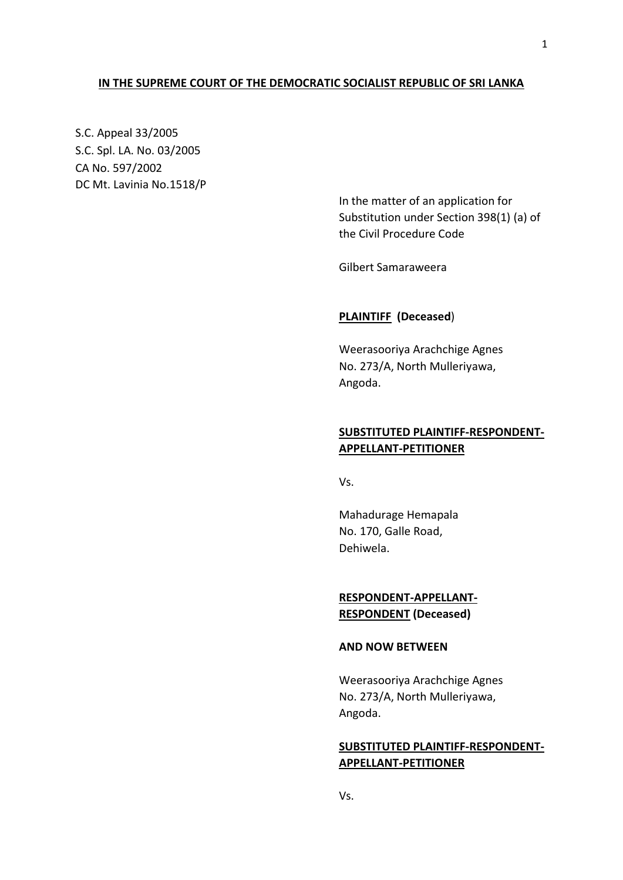**IN THE SUPREME COURT OF THE DEMOCRATIC SOCIALIST REPUBLIC OF SRI LANKA**

S.C. Appeal 33/2005
S.C. Spl. LA. No. 03/2005
CA No. 597/2002
DC Mt. Lavinia No.1518/P

In the matter of an application for Substitution under Section 398(1) (a) of the Civil Procedure Code

Gilbert Samaraweera

**PLAINTIFF (Deceased**)

Weerasooriya Arachchige Agnes
No. 273/A, North Mulleriyawa,
Angoda.

**SUBSTITUTED PLAINTIFF-RESPONDENT-APPELLANT-PETITIONER**

Vs.

Mahadurage Hemapala
No. 170, Galle Road,
Dehiwela.

**RESPONDENT-APPELLANT-RESPONDENT (Deceased)**

**AND NOW BETWEEN**

Weerasooriya Arachchige Agnes
No. 273/A, North Mulleriyawa,
Angoda.

**SUBSTITUTED PLAINTIFF-RESPONDENT-APPELLANT-PETITIONER**

Vs.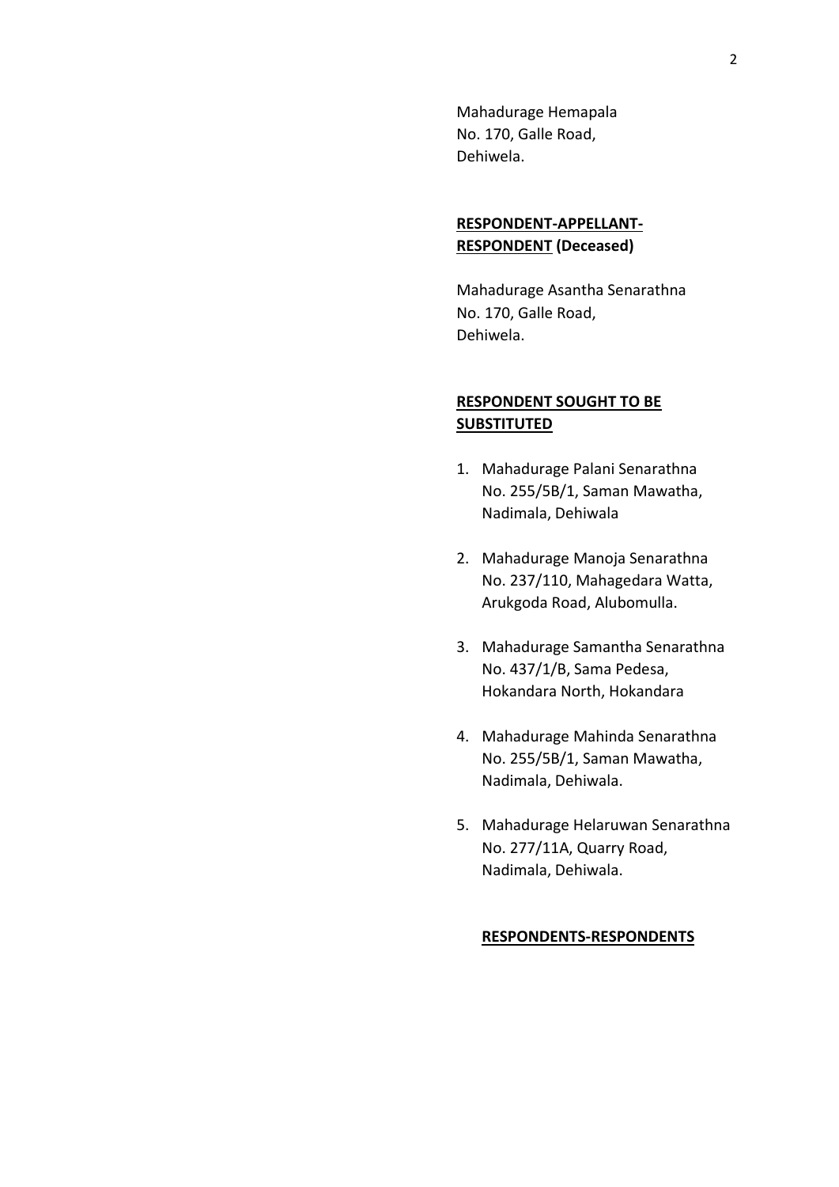Mahadurage Hemapala
No. 170, Galle Road,
Dehiwela.

**RESPONDENT-APPELLANT-RESPONDENT (Deceased)**

Mahadurage Asantha Senarathna
No. 170, Galle Road,
Dehiwela.

**RESPONDENT SOUGHT TO BE SUBSTITUTED**

1. Mahadurage Palani Senarathna
   No. 255/5B/1, Saman Mawatha,
   Nadimala, Dehiwala

2. Mahadurage Manoja Senarathna
   No. 237/110, Mahagedara Watta,
   Arukgoda Road, Alubomulla.

3. Mahadurage Samantha Senarathna
   No. 437/1/B, Sama Pedesa,
   Hokandara North, Hokandara

4. Mahadurage Mahinda Senarathna
   No. 255/5B/1, Saman Mawatha,
   Nadimala, Dehiwala.

5. Mahadurage Helaruwan Senarathna
   No. 277/11A, Quarry Road,
   Nadimala, Dehiwala.

**RESPONDENTS-RESPONDENTS**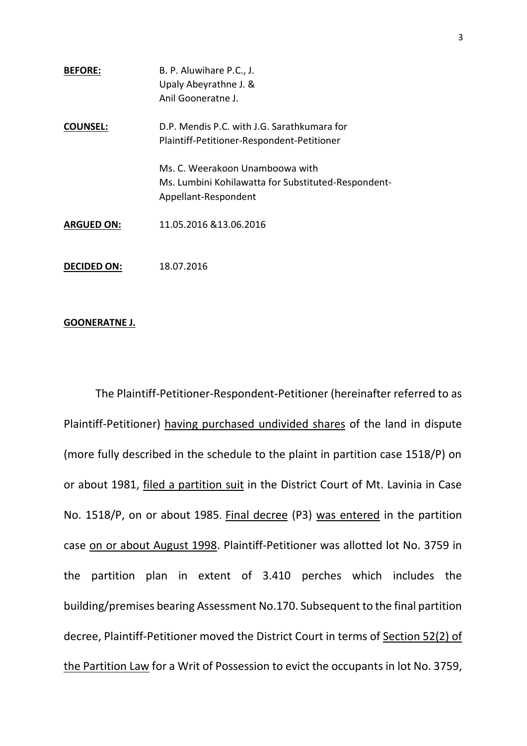**BEFORE:** B. P. Aluwihare P.C., J.
Upaly Abeyrathne J. &
Anil Gooneratne J.

**COUNSEL:** D.P. Mendis P.C. with J.G. Sarathkumara for
Plaintiff-Petitioner-Respondent-Petitioner

Ms. C. Weerakoon Unamboowa with
Ms. Lumbini Kohilawatta for Substituted-Respondent-Appellant-Respondent

**ARGUED ON:** 11.05.2016 &13.06.2016

**DECIDED ON:** 18.07.2016

**GOONERATNE J.**

The Plaintiff-Petitioner-Respondent-Petitioner (hereinafter referred to as Plaintiff-Petitioner) having purchased undivided shares of the land in dispute (more fully described in the schedule to the plaint in partition case 1518/P) on or about 1981, filed a partition suit in the District Court of Mt. Lavinia in Case No. 1518/P, on or about 1985. Final decree (P3) was entered in the partition case on or about August 1998. Plaintiff-Petitioner was allotted lot No. 3759 in the partition plan in extent of 3.410 perches which includes the building/premises bearing Assessment No.170. Subsequent to the final partition decree, Plaintiff-Petitioner moved the District Court in terms of Section 52(2) of the Partition Law for a Writ of Possession to evict the occupants in lot No. 3759,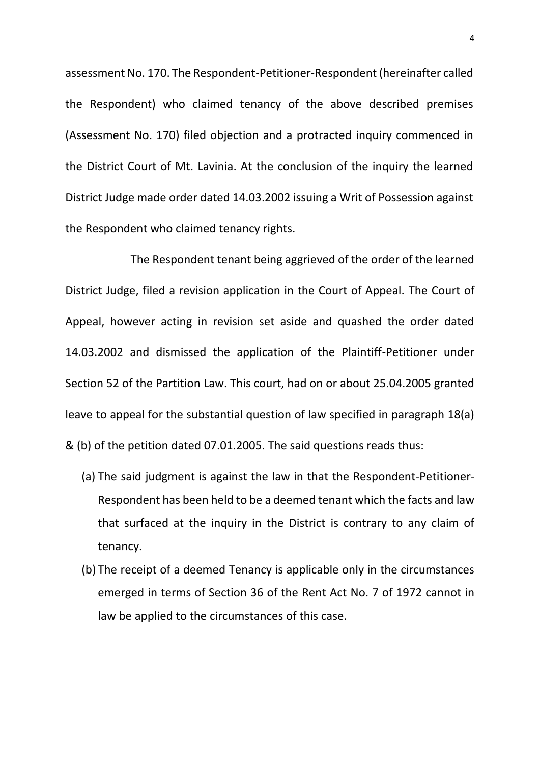assessment No. 170. The Respondent-Petitioner-Respondent (hereinafter called the Respondent) who claimed tenancy of the above described premises (Assessment No. 170) filed objection and a protracted inquiry commenced in the District Court of Mt. Lavinia. At the conclusion of the inquiry the learned District Judge made order dated 14.03.2002 issuing a Writ of Possession against the Respondent who claimed tenancy rights.

The Respondent tenant being aggrieved of the order of the learned District Judge, filed a revision application in the Court of Appeal. The Court of Appeal, however acting in revision set aside and quashed the order dated 14.03.2002 and dismissed the application of the Plaintiff-Petitioner under Section 52 of the Partition Law. This court, had on or about 25.04.2005 granted leave to appeal for the substantial question of law specified in paragraph 18(a) & (b) of the petition dated 07.01.2005. The said questions reads thus:

(a) The said judgment is against the law in that the Respondent-Petitioner-Respondent has been held to be a deemed tenant which the facts and law that surfaced at the inquiry in the District is contrary to any claim of tenancy.

(b) The receipt of a deemed Tenancy is applicable only in the circumstances emerged in terms of Section 36 of the Rent Act No. 7 of 1972 cannot in law be applied to the circumstances of this case.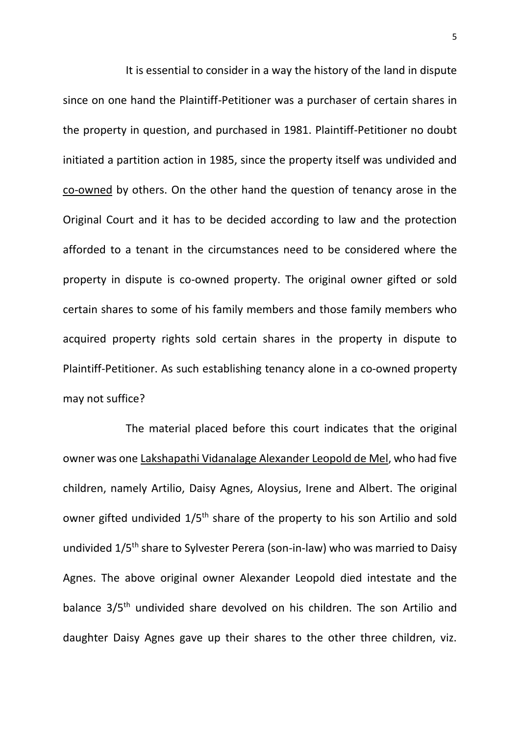It is essential to consider in a way the history of the land in dispute since on one hand the Plaintiff-Petitioner was a purchaser of certain shares in the property in question, and purchased in 1981. Plaintiff-Petitioner no doubt initiated a partition action in 1985, since the property itself was undivided and co-owned by others. On the other hand the question of tenancy arose in the Original Court and it has to be decided according to law and the protection afforded to a tenant in the circumstances need to be considered where the property in dispute is co-owned property. The original owner gifted or sold certain shares to some of his family members and those family members who acquired property rights sold certain shares in the property in dispute to Plaintiff-Petitioner. As such establishing tenancy alone in a co-owned property may not suffice?

The material placed before this court indicates that the original owner was one Lakshapathi Vidanalage Alexander Leopold de Mel, who had five children, namely Artilio, Daisy Agnes, Aloysius, Irene and Albert. The original owner gifted undivided 1/5th share of the property to his son Artilio and sold undivided 1/5th share to Sylvester Perera (son-in-law) who was married to Daisy Agnes. The above original owner Alexander Leopold died intestate and the balance 3/5th undivided share devolved on his children. The son Artilio and daughter Daisy Agnes gave up their shares to the other three children, viz.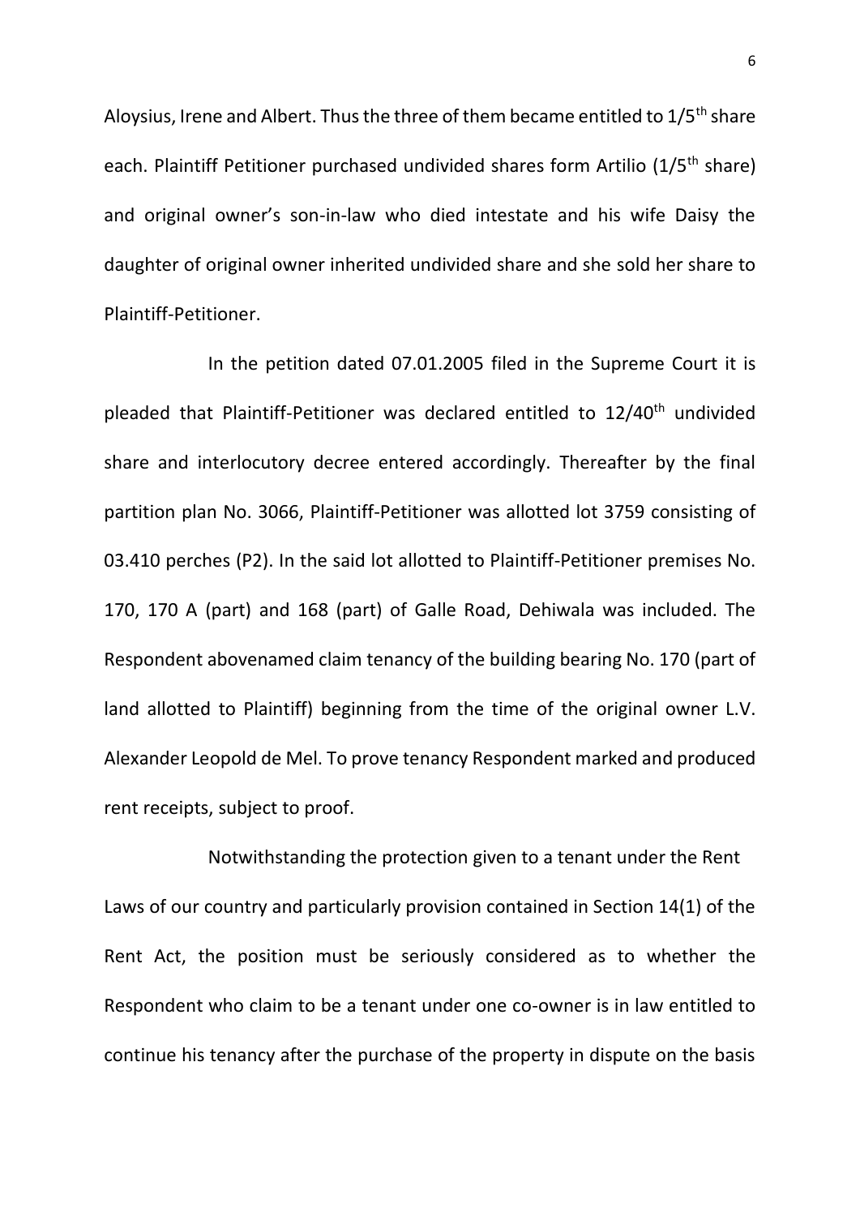Aloysius, Irene and Albert. Thus the three of them became entitled to 1/5th share each. Plaintiff Petitioner purchased undivided shares form Artilio (1/5th share) and original owner's son-in-law who died intestate and his wife Daisy the daughter of original owner inherited undivided share and she sold her share to Plaintiff-Petitioner.

In the petition dated 07.01.2005 filed in the Supreme Court it is pleaded that Plaintiff-Petitioner was declared entitled to 12/40th undivided share and interlocutory decree entered accordingly. Thereafter by the final partition plan No. 3066, Plaintiff-Petitioner was allotted lot 3759 consisting of 03.410 perches (P2). In the said lot allotted to Plaintiff-Petitioner premises No. 170, 170 A (part) and 168 (part) of Galle Road, Dehiwala was included. The Respondent abovenamed claim tenancy of the building bearing No. 170 (part of land allotted to Plaintiff) beginning from the time of the original owner L.V. Alexander Leopold de Mel. To prove tenancy Respondent marked and produced rent receipts, subject to proof.

Notwithstanding the protection given to a tenant under the Rent Laws of our country and particularly provision contained in Section 14(1) of the Rent Act, the position must be seriously considered as to whether the Respondent who claim to be a tenant under one co-owner is in law entitled to continue his tenancy after the purchase of the property in dispute on the basis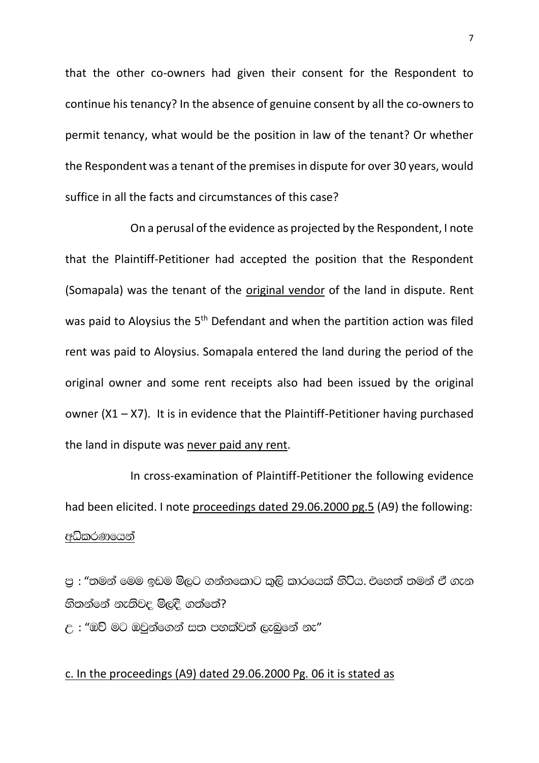that the other co-owners had given their consent for the Respondent to continue his tenancy? In the absence of genuine consent by all the co-owners to permit tenancy, what would be the position in law of the tenant? Or whether the Respondent was a tenant of the premises in dispute for over 30 years, would suffice in all the facts and circumstances of this case?

On a perusal of the evidence as projected by the Respondent, I note that the Plaintiff-Petitioner had accepted the position that the Respondent (Somapala) was the tenant of the original vendor of the land in dispute. Rent was paid to Aloysius the 5th Defendant and when the partition action was filed rent was paid to Aloysius. Somapala entered the land during the period of the original owner and some rent receipts also had been issued by the original owner (X1 – X7). It is in evidence that the Plaintiff-Petitioner having purchased the land in dispute was never paid any rent.

In cross-examination of Plaintiff-Petitioner the following evidence had been elicited. I note proceedings dated 29.06.2000 pg.5 (A9) the following:

අධිකරණයෙන්

ප්‍ර : "තමන් මෙම ඉඩම මිලට ගන්නකොට කුලි කාරයෙක් හිටිය. එහෙත් තමන් ඒ ගැන හිතන්නේ නැතිවද මිලදී ගත්තේ?

උ : "ඔව් මට ඔවුන්ගෙන් සත පහක්වත් ලැබුනේ නැ"

c. In the proceedings (A9) dated 29.06.2000 Pg. 06 it is stated as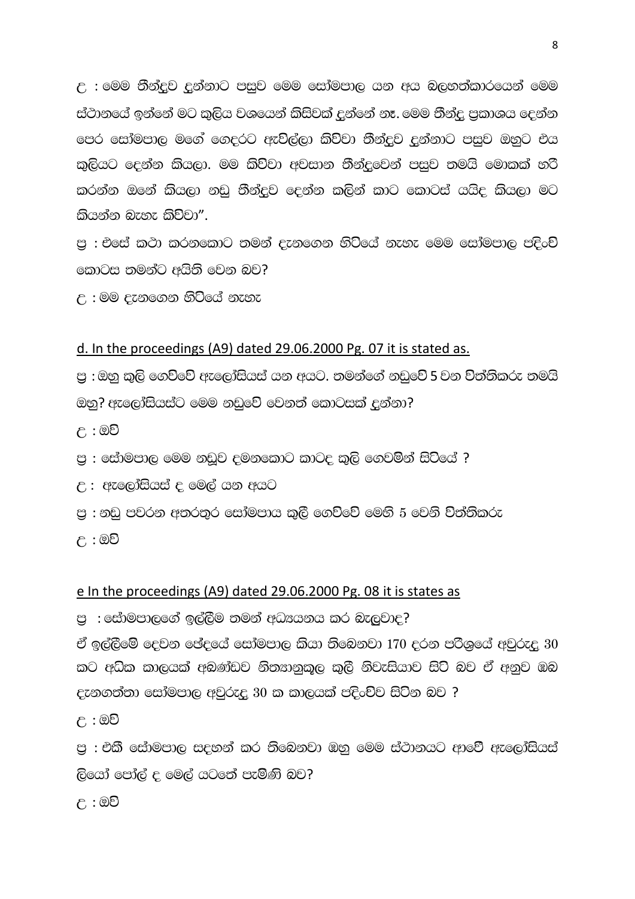උ : මෙම තීන්දුව දුන්නාට පසුව මෙම සෝමපාල යන අය බලහත්කාරයෙන් මෙම ස්ථානයේ ඉන්නේ මට කුලිය වශයෙන් කිසිවක් දුන්නේ නෑ. මෙම තීන්දු ප්‍රකාශය දෙන්න පෙර සෝමපාල මගේ ගෙදරට ඇවිල්ලා කිව්වා තීන්දුව දුන්නාට පසුව ඔහුට එය කුලියට දෙන්න කියලා. මම කිව්වා අවසාන තීන්දුවෙන් පසුව තමයි මොකක් හරි කරන්න ඔනේ කියලා නඩු තීන්දුව දෙන්න කලින් කාට කොටස් යයිද කියලා මට කියන්න බැහැ කිව්වා".

ප්‍ර : එසේ කථා කරනකොට තමන් දැනගෙන හිටියේ නැහැ මෙම සෝමපාල පදිංචි කොටස තමන්ට අයිති වෙන බව?

උ : මම දැනගෙන හිටියේ නැහැ

d. In the proceedings (A9) dated 29.06.2000 Pg. 07 it is stated as.

ප්‍ර : ඔහු කුලි ගෙව්වේ ඇලෝසියස් යන අයට. තමන්ගේ නඩුවේ 5 වන විත්තිකරු තමයි ඔහු? ඇලෝසියස්ට මෙම නඩුවේ වෙනත් කොටසක් දුන්නා?

උ : ඔව්

ප්‍ර : සෝමපාල මෙම නඩුව දමනකොට කාටද කුලි ගෙවමින් සිටියේ ?

උ : ඇලෝසියස් ද මෙල් යන අයට

ප්‍ර : නඩු පවරන අතරතුර සෝමපාය කුලී ගෙව්වේ මෙහි 5 වෙනි විත්තිකරු

උ : ඔව්

e In the proceedings (A9) dated 29.06.2000 Pg. 08 it is states as

ප්‍ර : සෝමපාලගේ ඉල්ලීම තමන් අධ්‍යයනය කර බැලුවාද?

ඒ ඉල්ලීමේ දෙවන ඡේදයේ සෝමපාල කියා තිබෙනවා 170 දරන පරිශ්‍රයේ අවුරුදු 30 කට අධික කාලයක් අඛණ්ඩව නිත්‍යානුකූල කුලී නිවැසියාව සිටි බව ඒ අනුව ඔබ දැනගත්තා සෝමපාල අවුරුදු 30 ක කාලයක් පදිංචිව සිටින බව ?

උ : ඔව්

ප්‍ර : එකී සෝමපාල සඳහන් කර තිබෙනවා ඔහු මෙම ස්ථානයට ආවේ ඇලෝසියස් ලියෝ පෝල් ද මෙල් යටතේ පැමිණි බව?

උ : ඔව්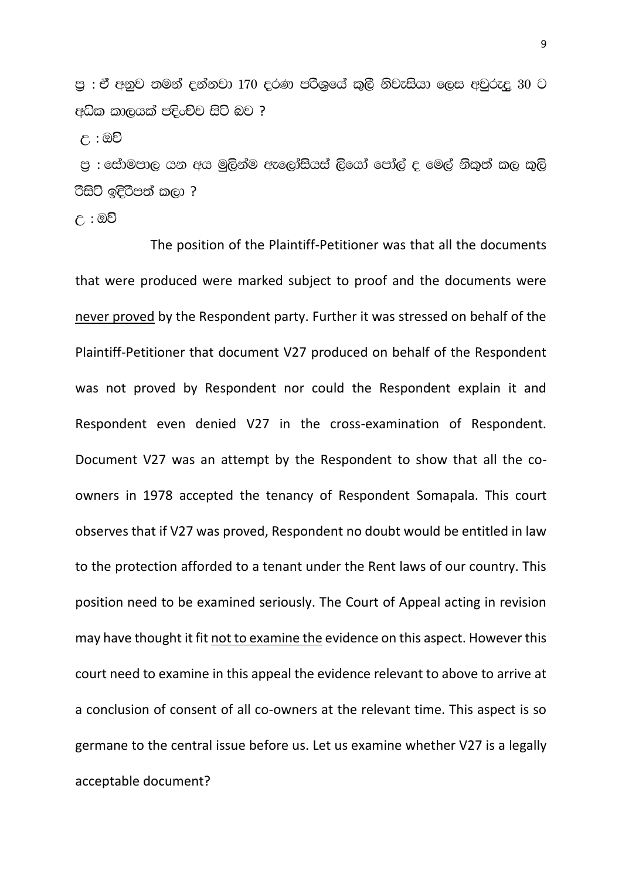ප්‍ර : ඒ අනුව තමන් දන්නවා 170 දරණ පරිශ්‍රයේ කුලී නිවැසියා ලෙස අවුරුදු 30 ට අධික කාලයක් පදිංචිව සිටි බව ?

උ : ඔව්

ප්‍ර : සෝමපාල යන අය මුලින්ම ඇලෝසියස් ලියෝ පෝල් ද මෙල් නිකුත් කල කුලි රිසිට් ඉදිරිපත් කලා ?

උ : ඔව්

The position of the Plaintiff-Petitioner was that all the documents that were produced were marked subject to proof and the documents were never proved by the Respondent party. Further it was stressed on behalf of the Plaintiff-Petitioner that document V27 produced on behalf of the Respondent was not proved by Respondent nor could the Respondent explain it and Respondent even denied V27 in the cross-examination of Respondent. Document V27 was an attempt by the Respondent to show that all the co-owners in 1978 accepted the tenancy of Respondent Somapala. This court observes that if V27 was proved, Respondent no doubt would be entitled in law to the protection afforded to a tenant under the Rent laws of our country. This position need to be examined seriously. The Court of Appeal acting in revision may have thought it fit not to examine the evidence on this aspect. However this court need to examine in this appeal the evidence relevant to above to arrive at a conclusion of consent of all co-owners at the relevant time. This aspect is so germane to the central issue before us. Let us examine whether V27 is a legally acceptable document?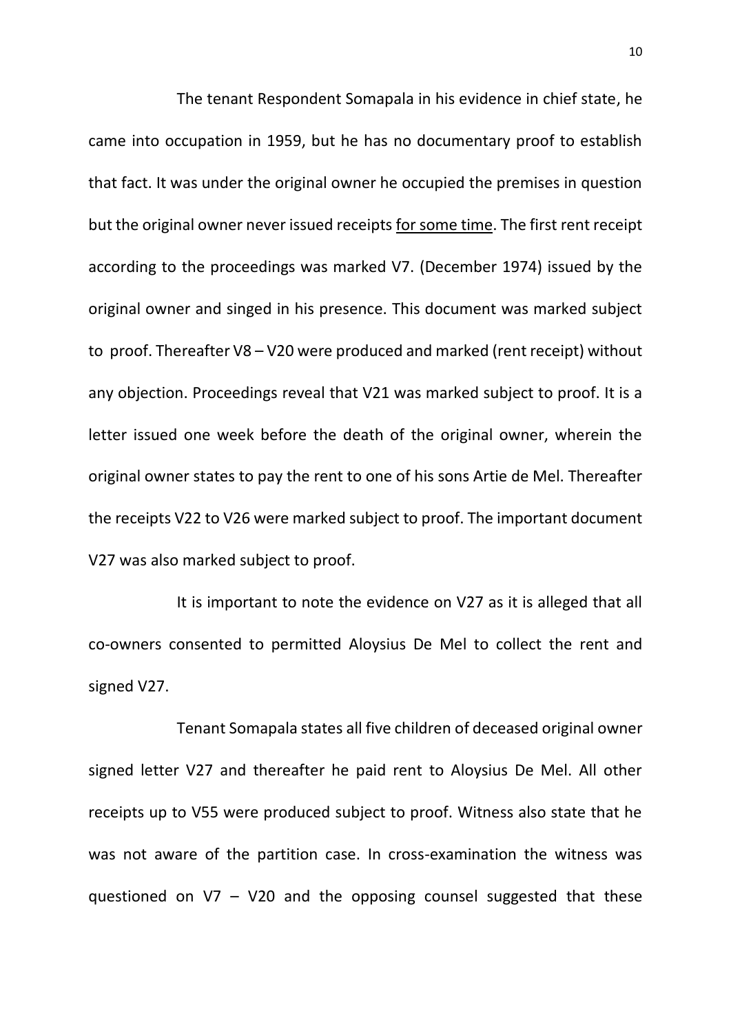The tenant Respondent Somapala in his evidence in chief state, he came into occupation in 1959, but he has no documentary proof to establish that fact. It was under the original owner he occupied the premises in question but the original owner never issued receipts <u>for some time</u>. The first rent receipt according to the proceedings was marked V7. (December 1974) issued by the original owner and singed in his presence. This document was marked subject to proof. Thereafter V8 – V20 were produced and marked (rent receipt) without any objection. Proceedings reveal that V21 was marked subject to proof. It is a letter issued one week before the death of the original owner, wherein the original owner states to pay the rent to one of his sons Artie de Mel. Thereafter the receipts V22 to V26 were marked subject to proof. The important document V27 was also marked subject to proof.

It is important to note the evidence on V27 as it is alleged that all co-owners consented to permitted Aloysius De Mel to collect the rent and signed V27.

Tenant Somapala states all five children of deceased original owner signed letter V27 and thereafter he paid rent to Aloysius De Mel. All other receipts up to V55 were produced subject to proof. Witness also state that he was not aware of the partition case. In cross-examination the witness was questioned on V7 – V20 and the opposing counsel suggested that these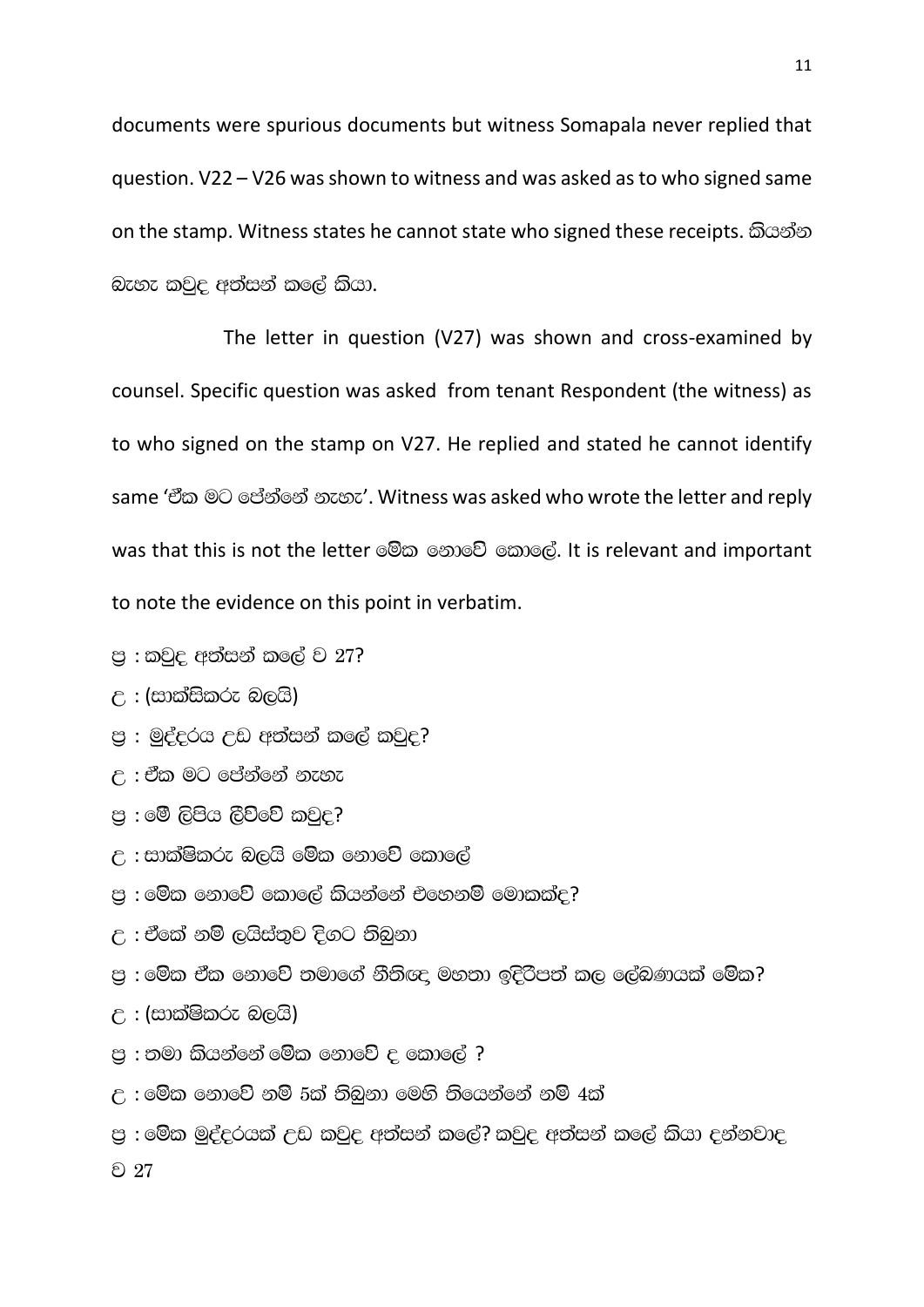documents were spurious documents but witness Somapala never replied that question. V22 – V26 was shown to witness and was asked as to who signed same on the stamp. Witness states he cannot state who signed these receipts. කියන්න බැහැ කවුද අත්සන් කලේ කියා.

The letter in question (V27) was shown and cross-examined by counsel. Specific question was asked from tenant Respondent (the witness) as to who signed on the stamp on V27. He replied and stated he cannot identify same 'ඒක මට පේන්නේ නැහැ'. Witness was asked who wrote the letter and reply was that this is not the letter මේක නොවේ කොලේ. It is relevant and important to note the evidence on this point in verbatim.

ප්‍ර : කවුද අත්සන් කලේ ව 27?

උ : (සාක්ෂිකරු බලයි)

ප්‍ර : මුද්දරය උඩ අත්සන් කලේ කවුද?

උ : ඒක මට පේන්නේ නැහැ

ප්‍ර : මේ ලිපිය ලිව්වේ කවුද?

උ : සාක්ෂිකරු බලයි මේක නොවේ කොලේ

ප්‍ර : මේක නොවේ කොලේ කියන්නේ එහෙනම් මොකක්ද?

උ : ඒකේ නම් ලයිස්තුව දිගට තිබුනා

ප්‍ර : මේක ඒක නොවේ තමාගේ නීතිඥ මහතා ඉදිරිපත් කල ලේඛණයක් මේක?

උ : (සාක්ෂිකරු බලයි)

ප්‍ර : තමා කියන්නේ මේක නොවේ ද කොලේ ?

උ : මේක නොවේ නම් 5ක් තිබුනා මෙහි තියෙන්නේ නම් 4ක්

ප්‍ර : මේක මුද්දරයක් උඩ කවුද අත්සන් කලේ? කවුද අත්සන් කලේ කියා දන්නවාද ව 27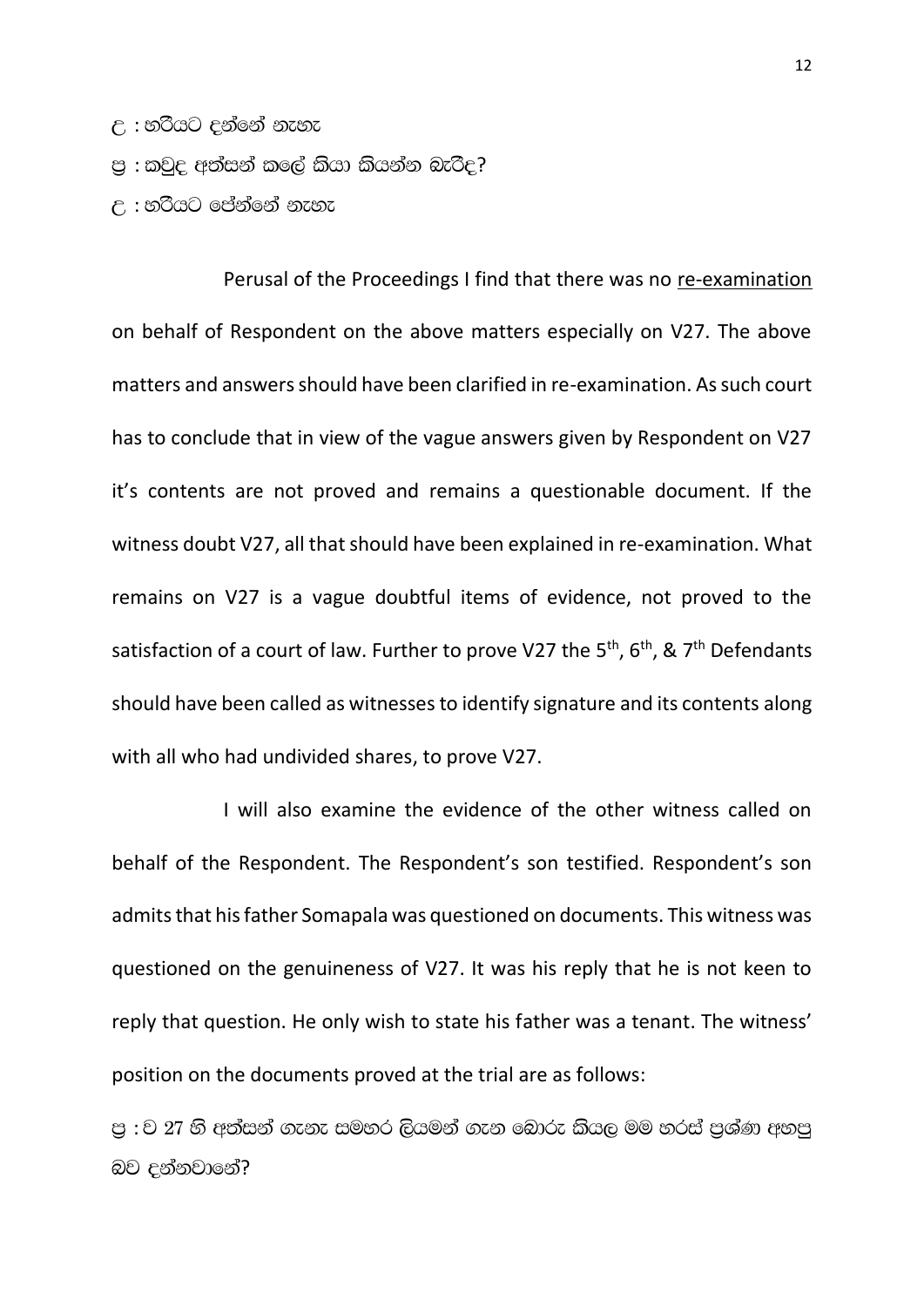උ : හරියට දන්නේ නැහැ

ප්‍ර : කවුද අත්සන් කලේ කියා කියන්න බැරිද?

උ : හරියට පේන්නේ නැහැ

Perusal of the Proceedings I find that there was no re-examination on behalf of Respondent on the above matters especially on V27. The above matters and answers should have been clarified in re-examination. As such court has to conclude that in view of the vague answers given by Respondent on V27 it's contents are not proved and remains a questionable document. If the witness doubt V27, all that should have been explained in re-examination. What remains on V27 is a vague doubtful items of evidence, not proved to the satisfaction of a court of law. Further to prove V27 the 5th, 6th, & 7th Defendants should have been called as witnesses to identify signature and its contents along with all who had undivided shares, to prove V27.

I will also examine the evidence of the other witness called on behalf of the Respondent. The Respondent's son testified. Respondent's son admits that his father Somapala was questioned on documents. This witness was questioned on the genuineness of V27. It was his reply that he is not keen to reply that question. He only wish to state his father was a tenant. The witness' position on the documents proved at the trial are as follows:

ප්‍ර : වි 27 හි අත්සන් ගැනැ සමහර ලියමන් ගැන බොරු කියල මම හරස් ප්‍රශ්ණ අහපු බව දන්නවානේ?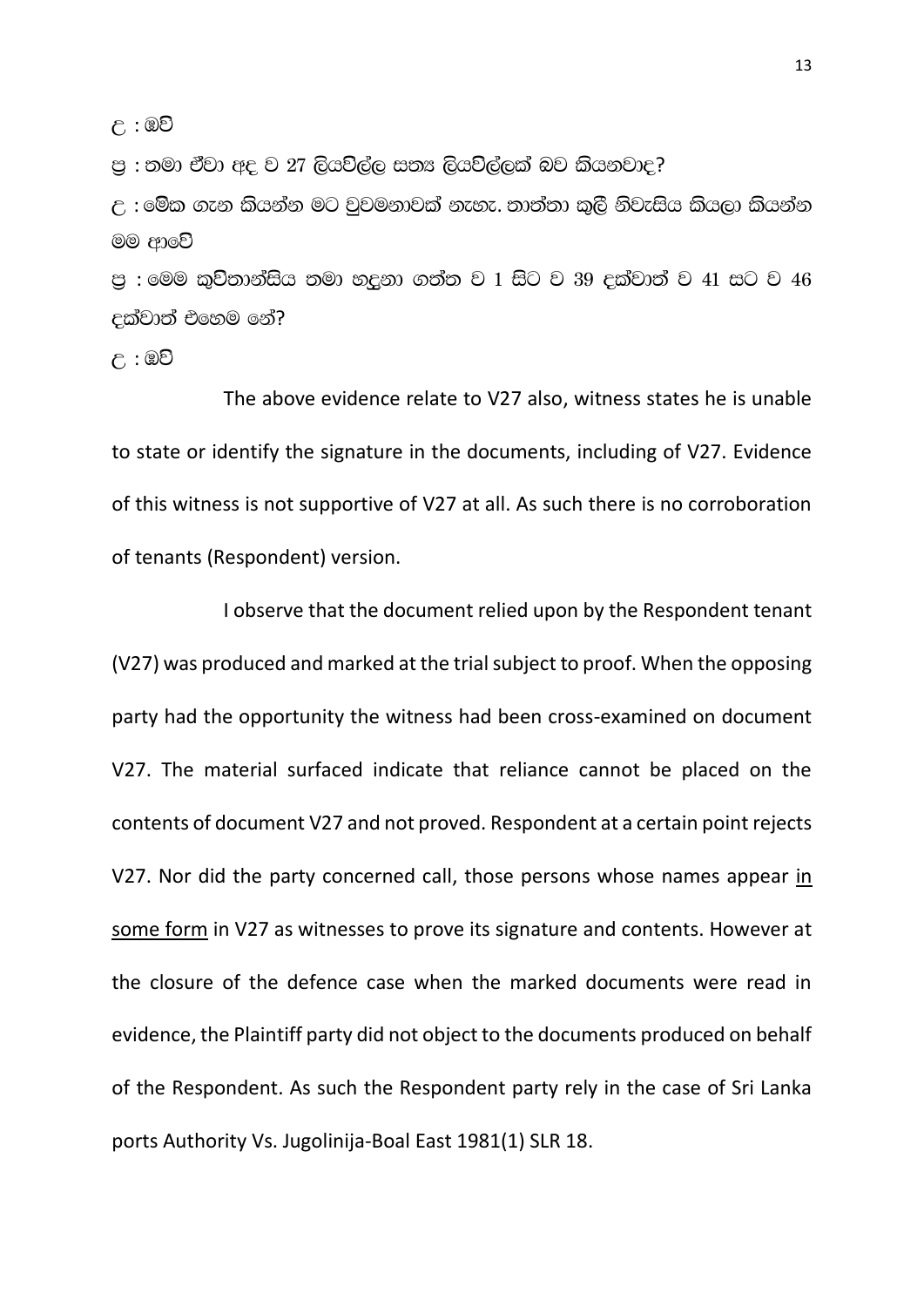උ : ඔව්

ප්‍ර : තමා ඒවා අද ව 27 ලියවිල්ල සත්‍ය ලියවිල්ලක් බව කියනවාද?

උ : මේක ගැන කියන්න මට වුවමනාවක් නැහැ. තාත්තා කුලී නිවැසිය කියලා කියන්න මම ආවේ

ප්‍ර : මෙම කුවිතාන්සිය තමා හඳුනා ගත්ත ව 1 සිට ව 39 දක්වාත් ව 41 සට ව 46 දක්වාත් එහෙම නේ?

උ : ඔව්

The above evidence relate to V27 also, witness states he is unable to state or identify the signature in the documents, including of V27. Evidence of this witness is not supportive of V27 at all. As such there is no corroboration of tenants (Respondent) version.

I observe that the document relied upon by the Respondent tenant (V27) was produced and marked at the trial subject to proof. When the opposing party had the opportunity the witness had been cross-examined on document V27. The material surfaced indicate that reliance cannot be placed on the contents of document V27 and not proved. Respondent at a certain point rejects V27. Nor did the party concerned call, those persons whose names appear <u>in some form</u> in V27 as witnesses to prove its signature and contents. However at the closure of the defence case when the marked documents were read in evidence, the Plaintiff party did not object to the documents produced on behalf of the Respondent. As such the Respondent party rely in the case of Sri Lanka ports Authority Vs. Jugolinija-Boal East 1981(1) SLR 18.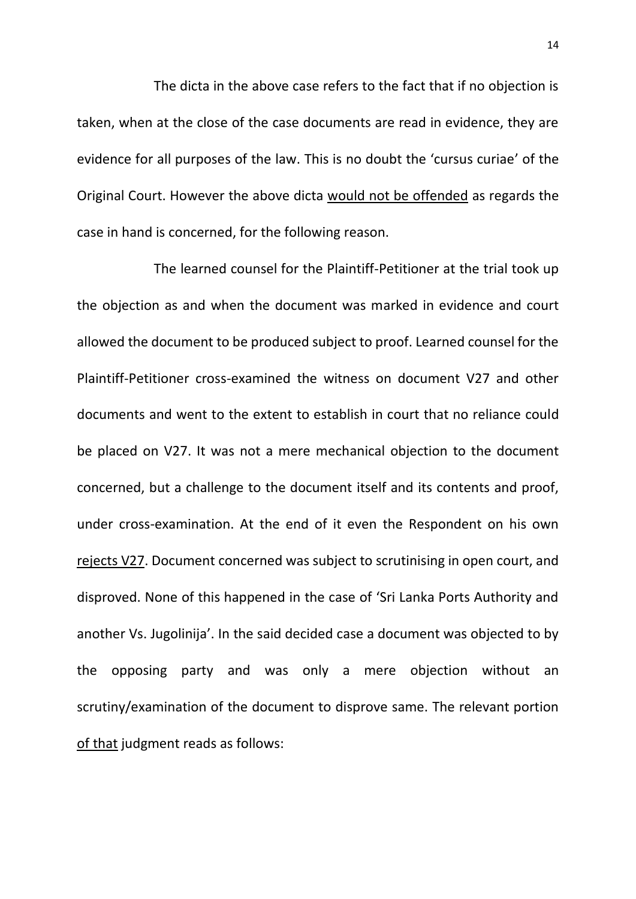The dicta in the above case refers to the fact that if no objection is taken, when at the close of the case documents are read in evidence, they are evidence for all purposes of the law. This is no doubt the 'cursus curiae' of the Original Court. However the above dicta <u>would not be offended</u> as regards the case in hand is concerned, for the following reason.

The learned counsel for the Plaintiff-Petitioner at the trial took up the objection as and when the document was marked in evidence and court allowed the document to be produced subject to proof. Learned counsel for the Plaintiff-Petitioner cross-examined the witness on document V27 and other documents and went to the extent to establish in court that no reliance could be placed on V27. It was not a mere mechanical objection to the document concerned, but a challenge to the document itself and its contents and proof, under cross-examination. At the end of it even the Respondent on his own <u>rejects V27</u>. Document concerned was subject to scrutinising in open court, and disproved. None of this happened in the case of 'Sri Lanka Ports Authority and another Vs. Jugolinija'. In the said decided case a document was objected to by the opposing party and was only a mere objection without an scrutiny/examination of the document to disprove same. The relevant portion <u>of that</u> judgment reads as follows: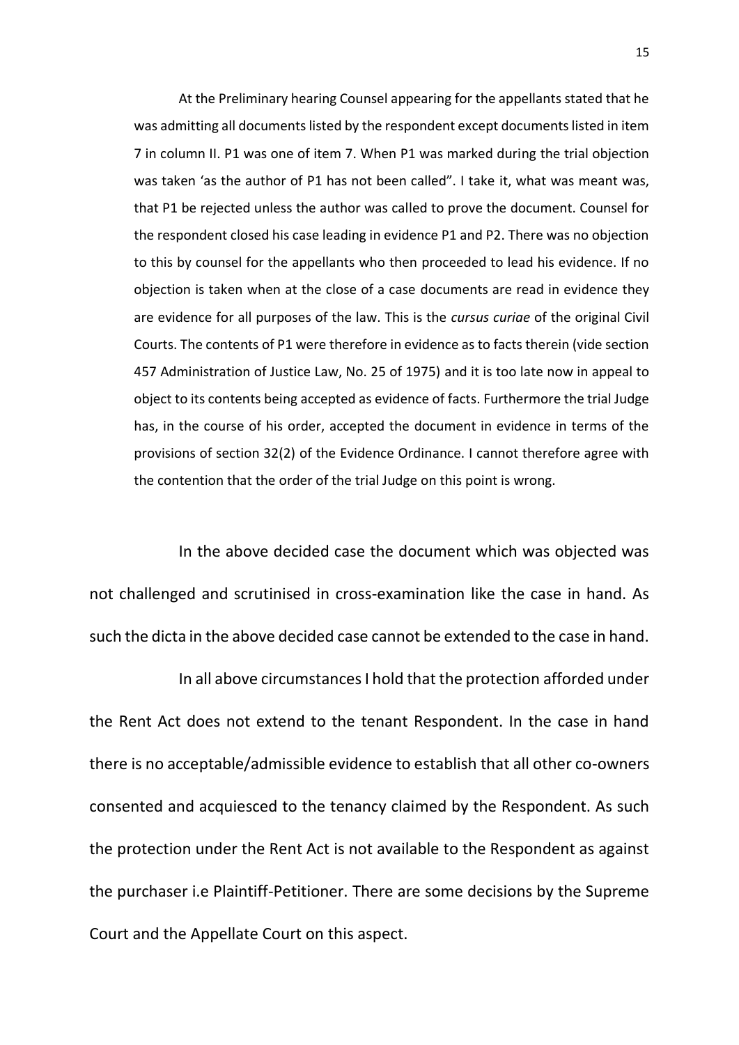> At the Preliminary hearing Counsel appearing for the appellants stated that he was admitting all documents listed by the respondent except documents listed in item 7 in column II. P1 was one of item 7. When P1 was marked during the trial objection was taken 'as the author of P1 has not been called". I take it, what was meant was, that P1 be rejected unless the author was called to prove the document. Counsel for the respondent closed his case leading in evidence P1 and P2. There was no objection to this by counsel for the appellants who then proceeded to lead his evidence. If no objection is taken when at the close of a case documents are read in evidence they are evidence for all purposes of the law. This is the *cursus curiae* of the original Civil Courts. The contents of P1 were therefore in evidence as to facts therein (vide section 457 Administration of Justice Law, No. 25 of 1975) and it is too late now in appeal to object to its contents being accepted as evidence of facts. Furthermore the trial Judge has, in the course of his order, accepted the document in evidence in terms of the provisions of section 32(2) of the Evidence Ordinance. I cannot therefore agree with the contention that the order of the trial Judge on this point is wrong.

In the above decided case the document which was objected was not challenged and scrutinised in cross-examination like the case in hand. As such the dicta in the above decided case cannot be extended to the case in hand.

In all above circumstances I hold that the protection afforded under the Rent Act does not extend to the tenant Respondent. In the case in hand there is no acceptable/admissible evidence to establish that all other co-owners consented and acquiesced to the tenancy claimed by the Respondent. As such the protection under the Rent Act is not available to the Respondent as against the purchaser i.e Plaintiff-Petitioner. There are some decisions by the Supreme Court and the Appellate Court on this aspect.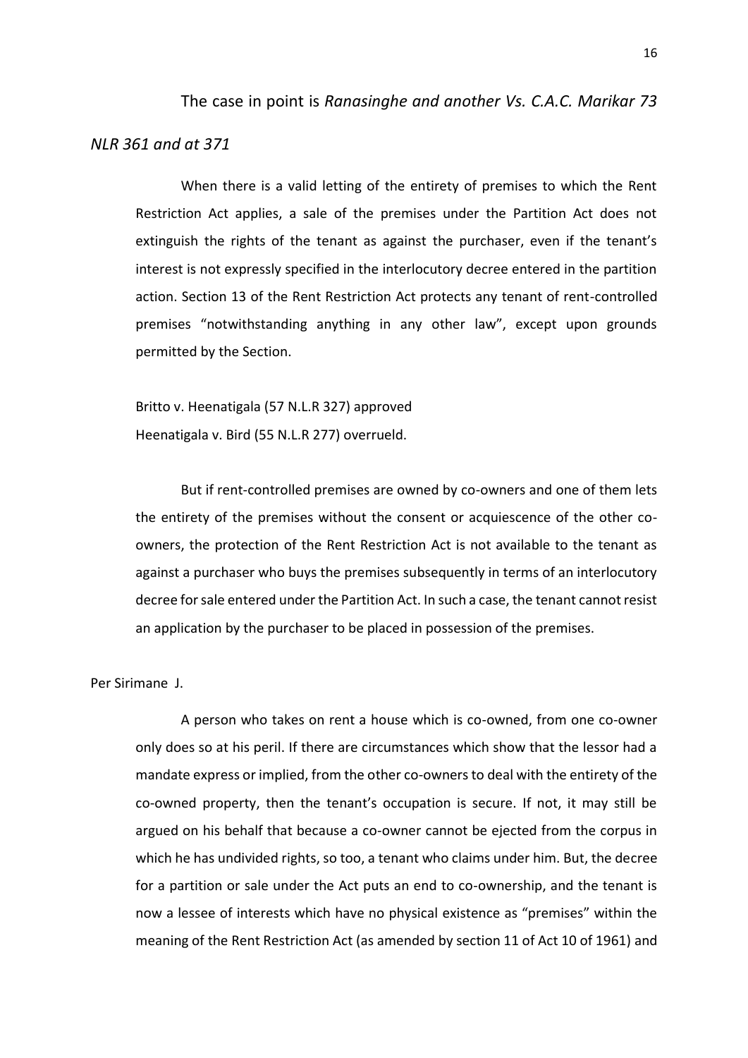The case in point is *Ranasinghe and another Vs. C.A.C. Marikar 73 NLR 361 and at 371*

When there is a valid letting of the entirety of premises to which the Rent Restriction Act applies, a sale of the premises under the Partition Act does not extinguish the rights of the tenant as against the purchaser, even if the tenant's interest is not expressly specified in the interlocutory decree entered in the partition action. Section 13 of the Rent Restriction Act protects any tenant of rent-controlled premises "notwithstanding anything in any other law", except upon grounds permitted by the Section.

Britto v. Heenatigala (57 N.L.R 327) approved
Heenatigala v. Bird (55 N.L.R 277) overrueld.

But if rent-controlled premises are owned by co-owners and one of them lets the entirety of the premises without the consent or acquiescence of the other co-owners, the protection of the Rent Restriction Act is not available to the tenant as against a purchaser who buys the premises subsequently in terms of an interlocutory decree for sale entered under the Partition Act. In such a case, the tenant cannot resist an application by the purchaser to be placed in possession of the premises.

Per Sirimane J.

A person who takes on rent a house which is co-owned, from one co-owner only does so at his peril. If there are circumstances which show that the lessor had a mandate express or implied, from the other co-owners to deal with the entirety of the co-owned property, then the tenant's occupation is secure. If not, it may still be argued on his behalf that because a co-owner cannot be ejected from the corpus in which he has undivided rights, so too, a tenant who claims under him. But, the decree for a partition or sale under the Act puts an end to co-ownership, and the tenant is now a lessee of interests which have no physical existence as "premises" within the meaning of the Rent Restriction Act (as amended by section 11 of Act 10 of 1961) and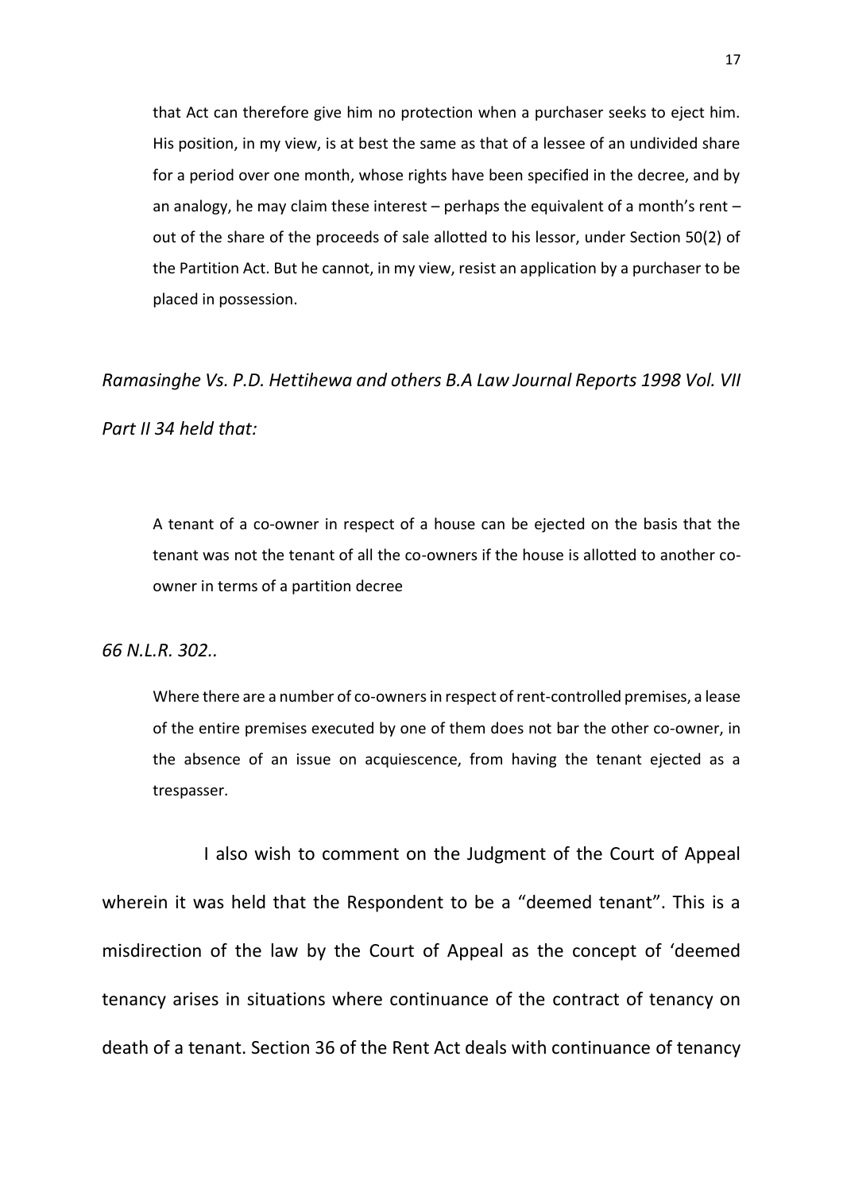that Act can therefore give him no protection when a purchaser seeks to eject him. His position, in my view, is at best the same as that of a lessee of an undivided share for a period over one month, whose rights have been specified in the decree, and by an analogy, he may claim these interest – perhaps the equivalent of a month's rent – out of the share of the proceeds of sale allotted to his lessor, under Section 50(2) of the Partition Act. But he cannot, in my view, resist an application by a purchaser to be placed in possession.

*Ramasinghe Vs. P.D. Hettihewa and others B.A Law Journal Reports 1998 Vol. VII Part II 34 held that:*

> A tenant of a co-owner in respect of a house can be ejected on the basis that the tenant was not the tenant of all the co-owners if the house is allotted to another co-owner in terms of a partition decree

*66 N.L.R. 302..*

> Where there are a number of co-owners in respect of rent-controlled premises, a lease of the entire premises executed by one of them does not bar the other co-owner, in the absence of an issue on acquiescence, from having the tenant ejected as a trespasser.

I also wish to comment on the Judgment of the Court of Appeal wherein it was held that the Respondent to be a "deemed tenant". This is a misdirection of the law by the Court of Appeal as the concept of 'deemed tenancy arises in situations where continuance of the contract of tenancy on death of a tenant. Section 36 of the Rent Act deals with continuance of tenancy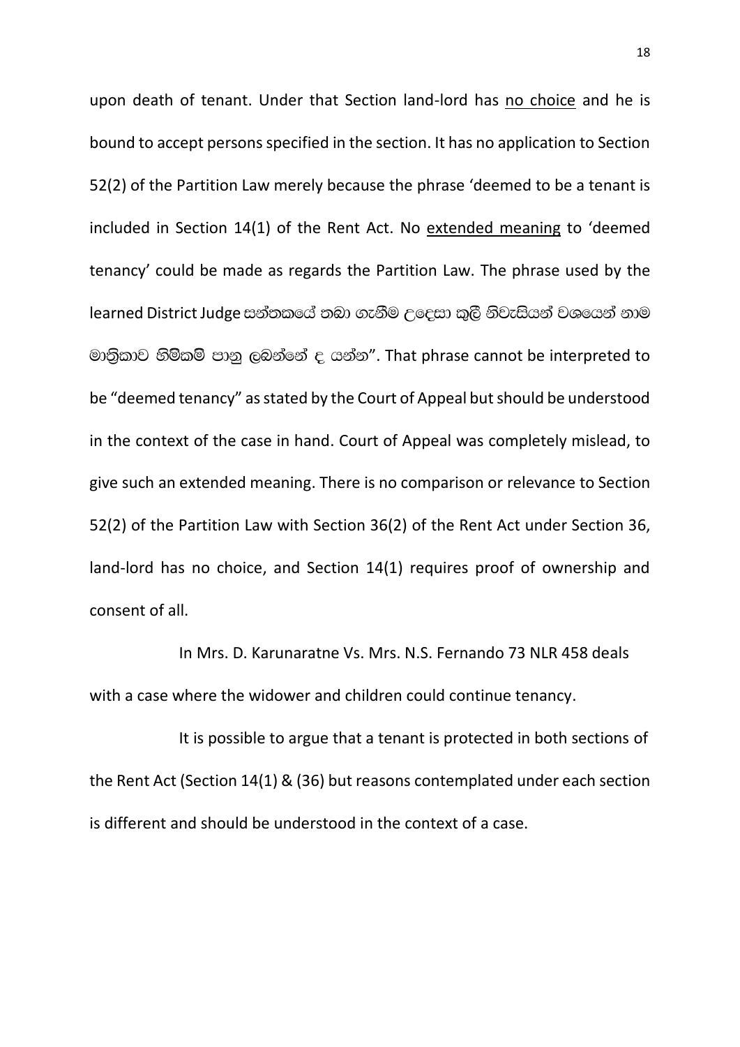upon death of tenant. Under that Section land-lord has <u>no choice</u> and he is bound to accept persons specified in the section. It has no application to Section 52(2) of the Partition Law merely because the phrase 'deemed to be a tenant is included in Section 14(1) of the Rent Act. No <u>extended meaning</u> to 'deemed tenancy' could be made as regards the Partition Law. The phrase used by the learned District Judge සන්තකයේ තබා ගැනීම උදෙසා කුලී නිවැසියන් වශයෙන් නාම මාත්‍රිකාව හිමිකම් පානු ලබන්නේ ද යන්න". That phrase cannot be interpreted to be "deemed tenancy" as stated by the Court of Appeal but should be understood in the context of the case in hand. Court of Appeal was completely mislead, to give such an extended meaning. There is no comparison or relevance to Section 52(2) of the Partition Law with Section 36(2) of the Rent Act under Section 36, land-lord has no choice, and Section 14(1) requires proof of ownership and consent of all.

In Mrs. D. Karunaratne Vs. Mrs. N.S. Fernando 73 NLR 458 deals with a case where the widower and children could continue tenancy.

It is possible to argue that a tenant is protected in both sections of the Rent Act (Section 14(1) & (36) but reasons contemplated under each section is different and should be understood in the context of a case.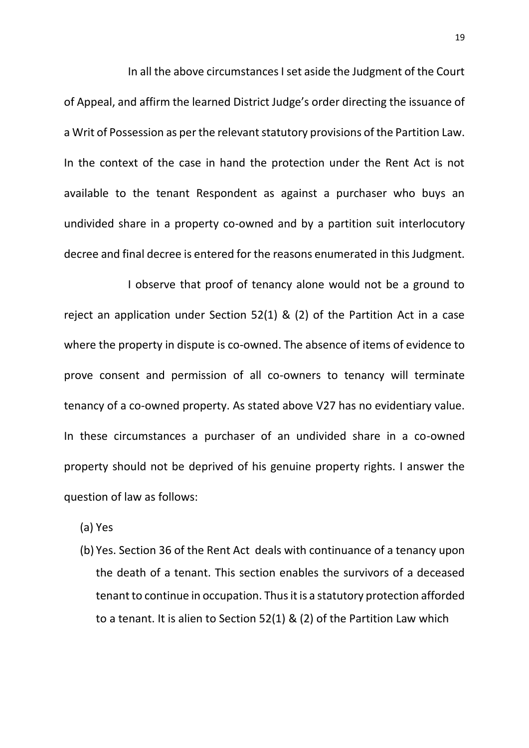In all the above circumstances I set aside the Judgment of the Court of Appeal, and affirm the learned District Judge's order directing the issuance of a Writ of Possession as per the relevant statutory provisions of the Partition Law. In the context of the case in hand the protection under the Rent Act is not available to the tenant Respondent as against a purchaser who buys an undivided share in a property co-owned and by a partition suit interlocutory decree and final decree is entered for the reasons enumerated in this Judgment.

I observe that proof of tenancy alone would not be a ground to reject an application under Section 52(1) & (2) of the Partition Act in a case where the property in dispute is co-owned. The absence of items of evidence to prove consent and permission of all co-owners to tenancy will terminate tenancy of a co-owned property. As stated above V27 has no evidentiary value. In these circumstances a purchaser of an undivided share in a co-owned property should not be deprived of his genuine property rights. I answer the question of law as follows:

(a) Yes

(b) Yes. Section 36 of the Rent Act deals with continuance of a tenancy upon the death of a tenant. This section enables the survivors of a deceased tenant to continue in occupation. Thus it is a statutory protection afforded to a tenant. It is alien to Section 52(1) & (2) of the Partition Law which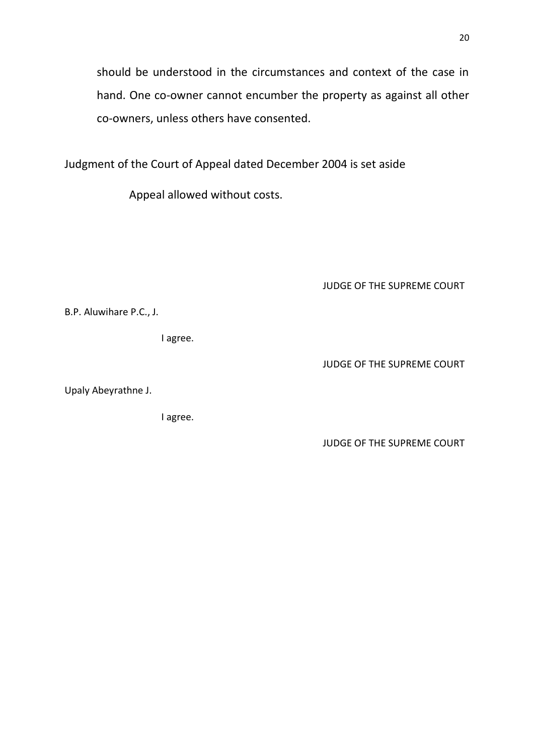should be understood in the circumstances and context of the case in hand. One co-owner cannot encumber the property as against all other co-owners, unless others have consented.

Judgment of the Court of Appeal dated December 2004 is set aside

Appeal allowed without costs.

JUDGE OF THE SUPREME COURT

B.P. Aluwihare P.C., J.

I agree.

JUDGE OF THE SUPREME COURT

Upaly Abeyrathne J.

I agree.

JUDGE OF THE SUPREME COURT